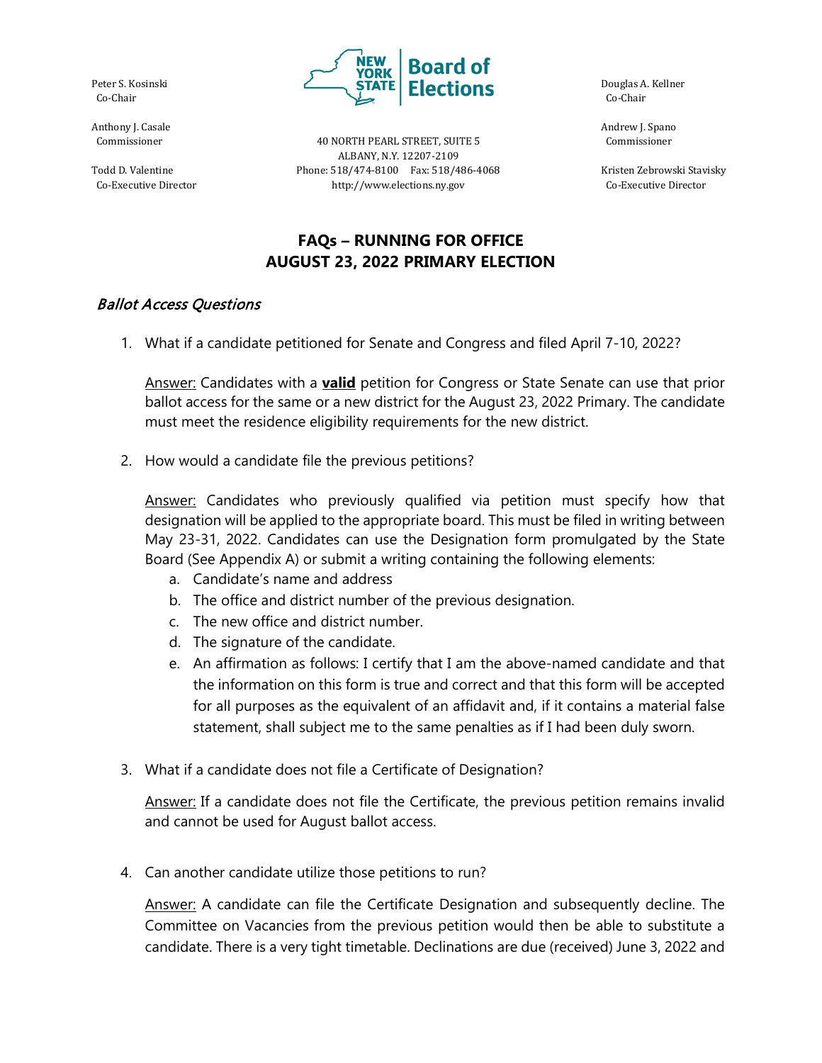Peter S. Kosinski
Co-Chair

Anthony J. Casale
Commissioner

Todd D. Valentine
Co-Executive Director

**NEW YORK STATE Board of Elections**

40 NORTH PEARL STREET, SUITE 5
ALBANY, N.Y. 12207-2109
Phone: 518/474-8100 Fax: 518/486-4068
http://www.elections.ny.gov

Douglas A. Kellner
Co-Chair

Andrew J. Spano
Commissioner

Kristen Zebrowski Stavisky
Co-Executive Director

# FAQs – RUNNING FOR OFFICE AUGUST 23, 2022 PRIMARY ELECTION

## *Ballot Access Questions*

1. What if a candidate petitioned for Senate and Congress and filed April 7-10, 2022?

   Answer: Candidates with a **valid** petition for Congress or State Senate can use that prior ballot access for the same or a new district for the August 23, 2022 Primary. The candidate must meet the residence eligibility requirements for the new district.

2. How would a candidate file the previous petitions?

   Answer: Candidates who previously qualified via petition must specify how that designation will be applied to the appropriate board. This must be filed in writing between May 23-31, 2022. Candidates can use the Designation form promulgated by the State Board (See Appendix A) or submit a writing containing the following elements:
   a. Candidate's name and address
   b. The office and district number of the previous designation.
   c. The new office and district number.
   d. The signature of the candidate.
   e. An affirmation as follows: I certify that I am the above-named candidate and that the information on this form is true and correct and that this form will be accepted for all purposes as the equivalent of an affidavit and, if it contains a material false statement, shall subject me to the same penalties as if I had been duly sworn.

3. What if a candidate does not file a Certificate of Designation?

   Answer: If a candidate does not file the Certificate, the previous petition remains invalid and cannot be used for August ballot access.

4. Can another candidate utilize those petitions to run?

   Answer: A candidate can file the Certificate Designation and subsequently decline. The Committee on Vacancies from the previous petition would then be able to substitute a candidate. There is a very tight timetable. Declinations are due (received) June 3, 2022 and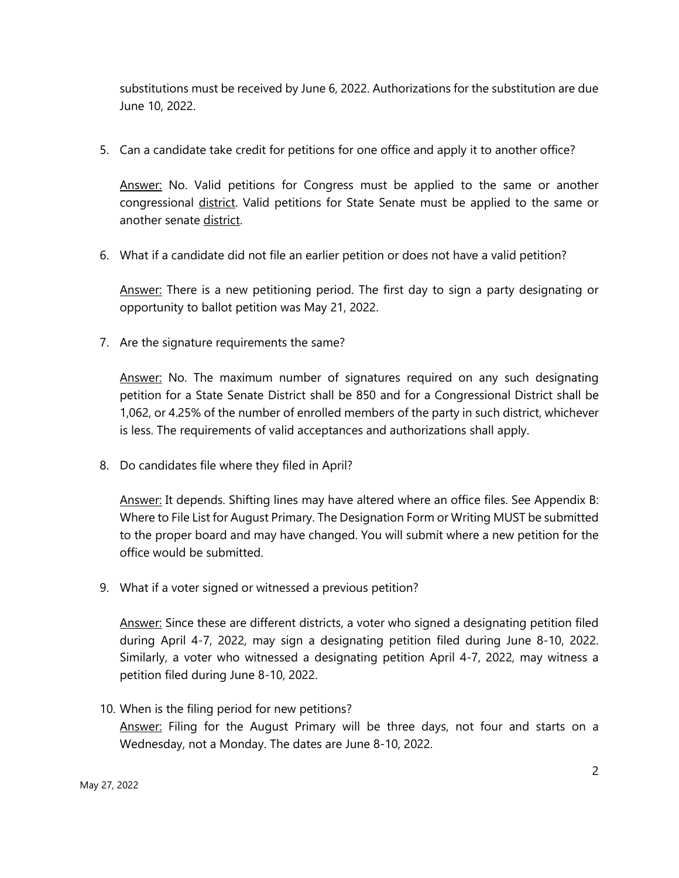substitutions must be received by June 6, 2022. Authorizations for the substitution are due June 10, 2022.

5. Can a candidate take credit for petitions for one office and apply it to another office?

   Answer: No. Valid petitions for Congress must be applied to the same or another congressional district. Valid petitions for State Senate must be applied to the same or another senate district.

6. What if a candidate did not file an earlier petition or does not have a valid petition?

   Answer: There is a new petitioning period. The first day to sign a party designating or opportunity to ballot petition was May 21, 2022.

7. Are the signature requirements the same?

   Answer: No. The maximum number of signatures required on any such designating petition for a State Senate District shall be 850 and for a Congressional District shall be 1,062, or 4.25% of the number of enrolled members of the party in such district, whichever is less. The requirements of valid acceptances and authorizations shall apply.

8. Do candidates file where they filed in April?

   Answer: It depends. Shifting lines may have altered where an office files. See Appendix B: Where to File List for August Primary. The Designation Form or Writing MUST be submitted to the proper board and may have changed. You will submit where a new petition for the office would be submitted.

9. What if a voter signed or witnessed a previous petition?

   Answer: Since these are different districts, a voter who signed a designating petition filed during April 4-7, 2022, may sign a designating petition filed during June 8-10, 2022. Similarly, a voter who witnessed a designating petition April 4-7, 2022, may witness a petition filed during June 8-10, 2022.

10. When is the filing period for new petitions?

    Answer: Filing for the August Primary will be three days, not four and starts on a Wednesday, not a Monday. The dates are June 8-10, 2022.

May 27, 2022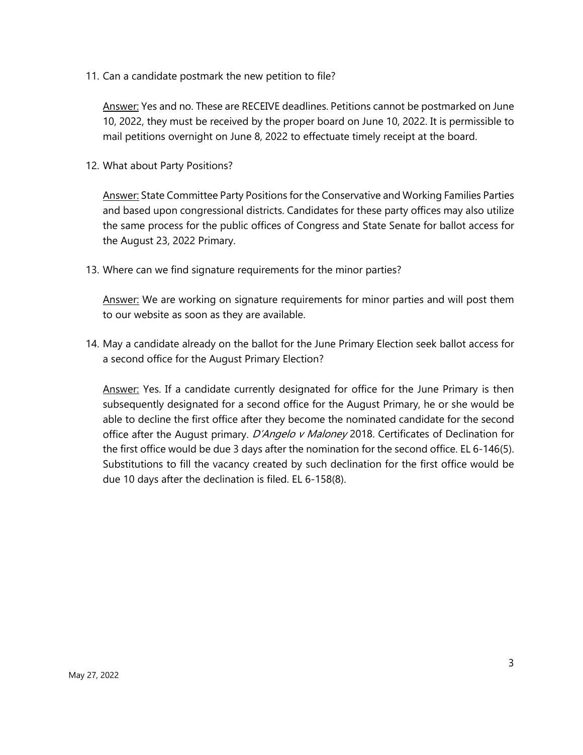11. Can a candidate postmark the new petition to file?

    Answer: Yes and no. These are RECEIVE deadlines. Petitions cannot be postmarked on June 10, 2022, they must be received by the proper board on June 10, 2022. It is permissible to mail petitions overnight on June 8, 2022 to effectuate timely receipt at the board.

12. What about Party Positions?

    Answer: State Committee Party Positions for the Conservative and Working Families Parties and based upon congressional districts. Candidates for these party offices may also utilize the same process for the public offices of Congress and State Senate for ballot access for the August 23, 2022 Primary.

13. Where can we find signature requirements for the minor parties?

    Answer: We are working on signature requirements for minor parties and will post them to our website as soon as they are available.

14. May a candidate already on the ballot for the June Primary Election seek ballot access for a second office for the August Primary Election?

    Answer: Yes. If a candidate currently designated for office for the June Primary is then subsequently designated for a second office for the August Primary, he or she would be able to decline the first office after they become the nominated candidate for the second office after the August primary. *D'Angelo v Maloney* 2018. Certificates of Declination for the first office would be due 3 days after the nomination for the second office. EL 6-146(5). Substitutions to fill the vacancy created by such declination for the first office would be due 10 days after the declination is filed. EL 6-158(8).

May 27, 2022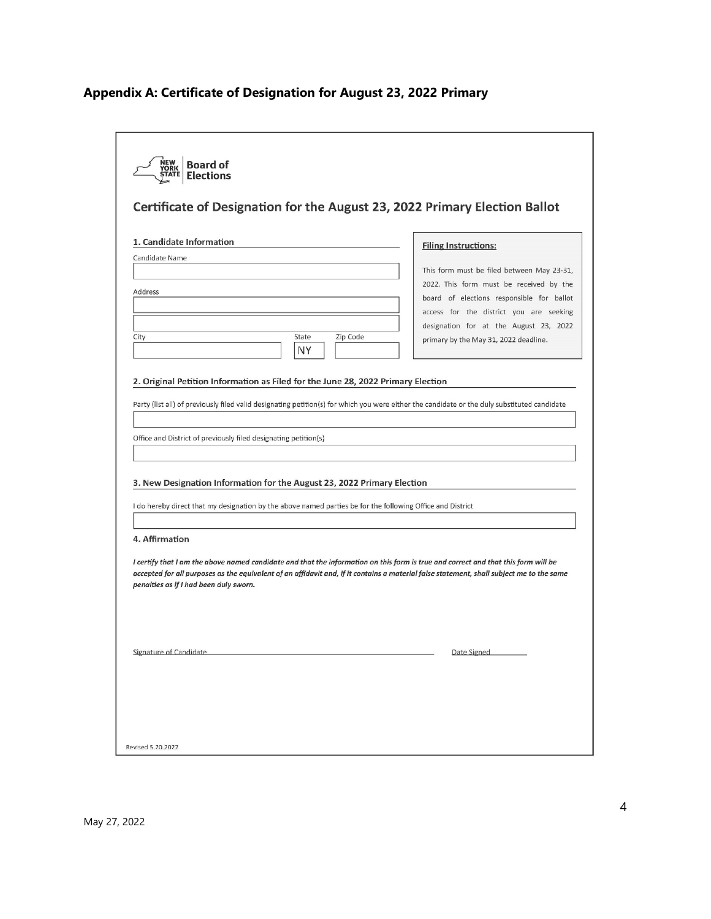## Appendix A: Certificate of Designation for August 23, 2022 Primary

NEW YORK STATE | Board of Elections

### Certificate of Designation for the August 23, 2022 Primary Election Ballot

**1. Candidate Information**

Candidate Name

Address

City | State NY | Zip Code

**Filing Instructions:**

This form must be filed between May 23-31, 2022. This form must be received by the board of elections responsible for ballot access for the district you are seeking designation for at the August 23, 2022 primary by the May 31, 2022 deadline.

**2. Original Petition Information as Filed for the June 28, 2022 Primary Election**

Party (list all) of previously filed valid designating petition(s) for which you were either the candidate or the duly substituted candidate

Office and District of previously filed designating petition(s)

**3. New Designation Information for the August 23, 2022 Primary Election**

I do hereby direct that my designation by the above named parties be for the following Office and District

**4. Affirmation**

***I certify that I am the above named candidate and that the information on this form is true and correct and that this form will be accepted for all purposes as the equivalent of an affidavit and, if it contains a material false statement, shall subject me to the same penalties as if I had been duly sworn.***

Signature of Candidate ______________________ Date Signed ________

Revised 5.20.2022

May 27, 2022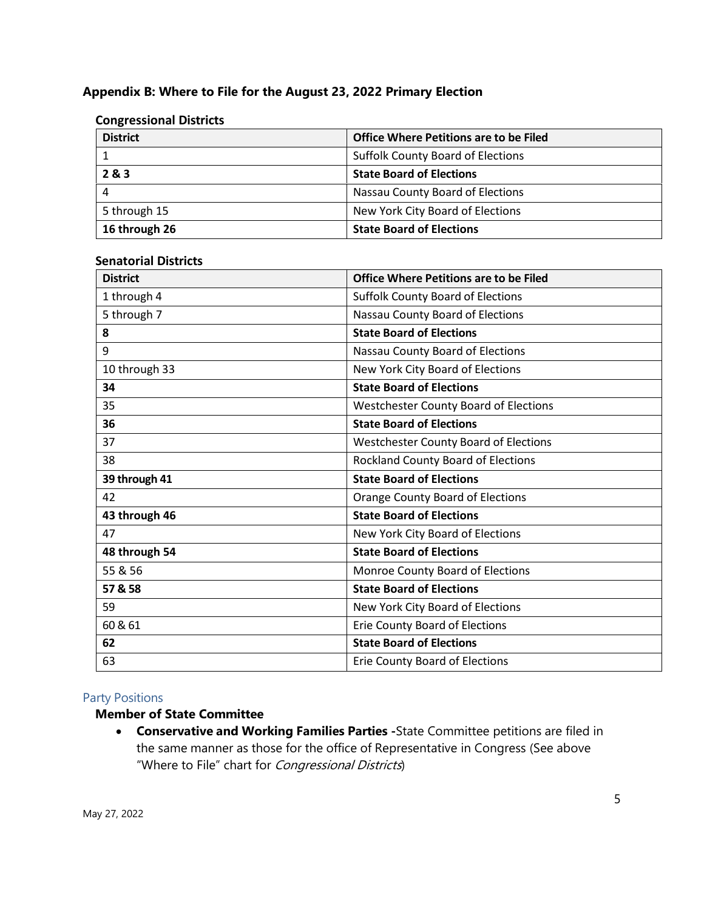## Appendix B: Where to File for the August 23, 2022 Primary Election

### Congressional Districts

| District | Office Where Petitions are to be Filed |
|---|---|
| 1 | Suffolk County Board of Elections |
| **2 & 3** | **State Board of Elections** |
| 4 | Nassau County Board of Elections |
| 5 through 15 | New York City Board of Elections |
| **16 through 26** | **State Board of Elections** |

### Senatorial Districts

| District | Office Where Petitions are to be Filed |
|---|---|
| 1 through 4 | Suffolk County Board of Elections |
| 5 through 7 | Nassau County Board of Elections |
| **8** | **State Board of Elections** |
| 9 | Nassau County Board of Elections |
| 10 through 33 | New York City Board of Elections |
| **34** | **State Board of Elections** |
| 35 | Westchester County Board of Elections |
| **36** | **State Board of Elections** |
| 37 | Westchester County Board of Elections |
| 38 | Rockland County Board of Elections |
| **39 through 41** | **State Board of Elections** |
| 42 | Orange County Board of Elections |
| **43 through 46** | **State Board of Elections** |
| 47 | New York City Board of Elections |
| **48 through 54** | **State Board of Elections** |
| 55 & 56 | Monroe County Board of Elections |
| **57 & 58** | **State Board of Elections** |
| 59 | New York City Board of Elections |
| 60 & 61 | Erie County Board of Elections |
| **62** | **State Board of Elections** |
| 63 | Erie County Board of Elections |

### Party Positions

**Member of State Committee**

- **Conservative and Working Families Parties -** State Committee petitions are filed in the same manner as those for the office of Representative in Congress (See above "Where to File" chart for *Congressional Districts*)

May 27, 2022